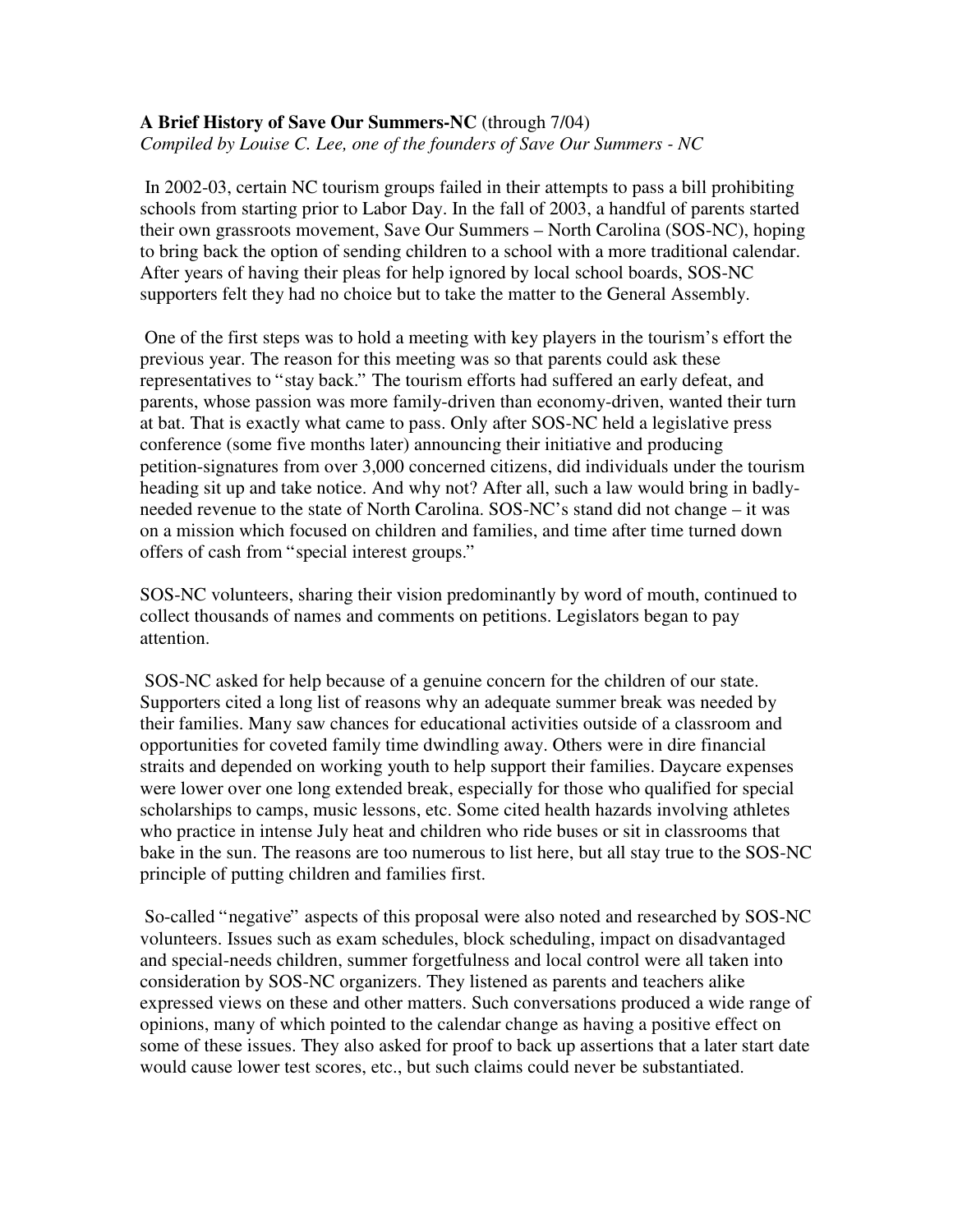**A Brief History of Save Our Summers-NC** (through 7/04)
*Compiled by Louise C. Lee, one of the founders of Save Our Summers - NC*

In 2002-03, certain NC tourism groups failed in their attempts to pass a bill prohibiting schools from starting prior to Labor Day. In the fall of 2003, a handful of parents started their own grassroots movement, Save Our Summers – North Carolina (SOS-NC), hoping to bring back the option of sending children to a school with a more traditional calendar. After years of having their pleas for help ignored by local school boards, SOS-NC supporters felt they had no choice but to take the matter to the General Assembly.

One of the first steps was to hold a meeting with key players in the tourism's effort the previous year. The reason for this meeting was so that parents could ask these representatives to "stay back." The tourism efforts had suffered an early defeat, and parents, whose passion was more family-driven than economy-driven, wanted their turn at bat. That is exactly what came to pass. Only after SOS-NC held a legislative press conference (some five months later) announcing their initiative and producing petition-signatures from over 3,000 concerned citizens, did individuals under the tourism heading sit up and take notice. And why not? After all, such a law would bring in badly-needed revenue to the state of North Carolina. SOS-NC's stand did not change – it was on a mission which focused on children and families, and time after time turned down offers of cash from "special interest groups."

SOS-NC volunteers, sharing their vision predominantly by word of mouth, continued to collect thousands of names and comments on petitions. Legislators began to pay attention.

SOS-NC asked for help because of a genuine concern for the children of our state. Supporters cited a long list of reasons why an adequate summer break was needed by their families. Many saw chances for educational activities outside of a classroom and opportunities for coveted family time dwindling away. Others were in dire financial straits and depended on working youth to help support their families. Daycare expenses were lower over one long extended break, especially for those who qualified for special scholarships to camps, music lessons, etc. Some cited health hazards involving athletes who practice in intense July heat and children who ride buses or sit in classrooms that bake in the sun. The reasons are too numerous to list here, but all stay true to the SOS-NC principle of putting children and families first.

So-called "negative" aspects of this proposal were also noted and researched by SOS-NC volunteers. Issues such as exam schedules, block scheduling, impact on disadvantaged and special-needs children, summer forgetfulness and local control were all taken into consideration by SOS-NC organizers. They listened as parents and teachers alike expressed views on these and other matters. Such conversations produced a wide range of opinions, many of which pointed to the calendar change as having a positive effect on some of these issues. They also asked for proof to back up assertions that a later start date would cause lower test scores, etc., but such claims could never be substantiated.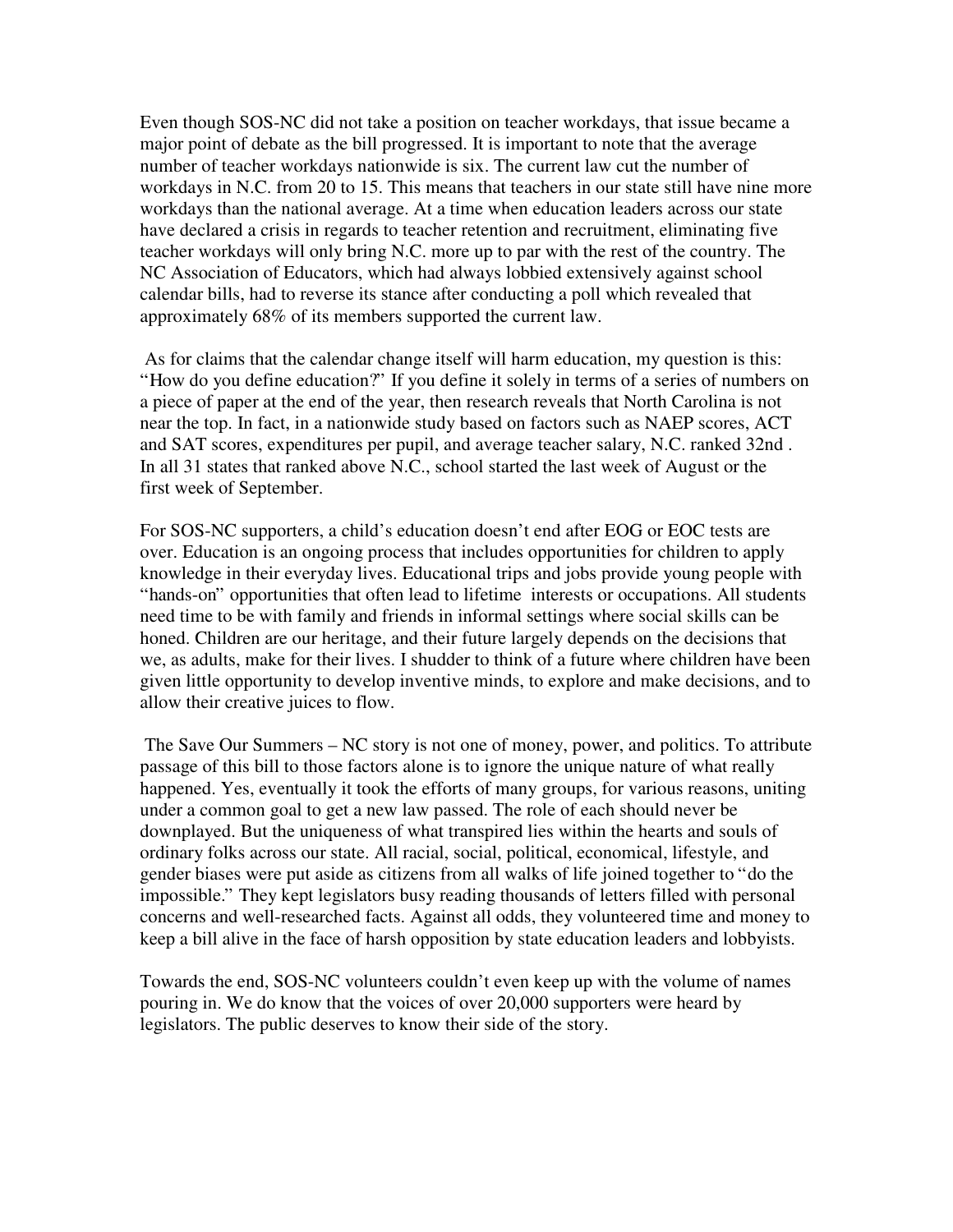Even though SOS-NC did not take a position on teacher workdays, that issue became a major point of debate as the bill progressed. It is important to note that the average number of teacher workdays nationwide is six. The current law cut the number of workdays in N.C. from 20 to 15. This means that teachers in our state still have nine more workdays than the national average. At a time when education leaders across our state have declared a crisis in regards to teacher retention and recruitment, eliminating five teacher workdays will only bring N.C. more up to par with the rest of the country. The NC Association of Educators, which had always lobbied extensively against school calendar bills, had to reverse its stance after conducting a poll which revealed that approximately 68% of its members supported the current law.

As for claims that the calendar change itself will harm education, my question is this: "How do you define education?" If you define it solely in terms of a series of numbers on a piece of paper at the end of the year, then research reveals that North Carolina is not near the top. In fact, in a nationwide study based on factors such as NAEP scores, ACT and SAT scores, expenditures per pupil, and average teacher salary, N.C. ranked 32nd . In all 31 states that ranked above N.C., school started the last week of August or the first week of September.

For SOS-NC supporters, a child's education doesn't end after EOG or EOC tests are over. Education is an ongoing process that includes opportunities for children to apply knowledge in their everyday lives. Educational trips and jobs provide young people with "hands-on" opportunities that often lead to lifetime interests or occupations. All students need time to be with family and friends in informal settings where social skills can be honed. Children are our heritage, and their future largely depends on the decisions that we, as adults, make for their lives. I shudder to think of a future where children have been given little opportunity to develop inventive minds, to explore and make decisions, and to allow their creative juices to flow.

The Save Our Summers – NC story is not one of money, power, and politics. To attribute passage of this bill to those factors alone is to ignore the unique nature of what really happened. Yes, eventually it took the efforts of many groups, for various reasons, uniting under a common goal to get a new law passed. The role of each should never be downplayed. But the uniqueness of what transpired lies within the hearts and souls of ordinary folks across our state. All racial, social, political, economical, lifestyle, and gender biases were put aside as citizens from all walks of life joined together to "do the impossible." They kept legislators busy reading thousands of letters filled with personal concerns and well-researched facts. Against all odds, they volunteered time and money to keep a bill alive in the face of harsh opposition by state education leaders and lobbyists.

Towards the end, SOS-NC volunteers couldn't even keep up with the volume of names pouring in. We do know that the voices of over 20,000 supporters were heard by legislators. The public deserves to know their side of the story.